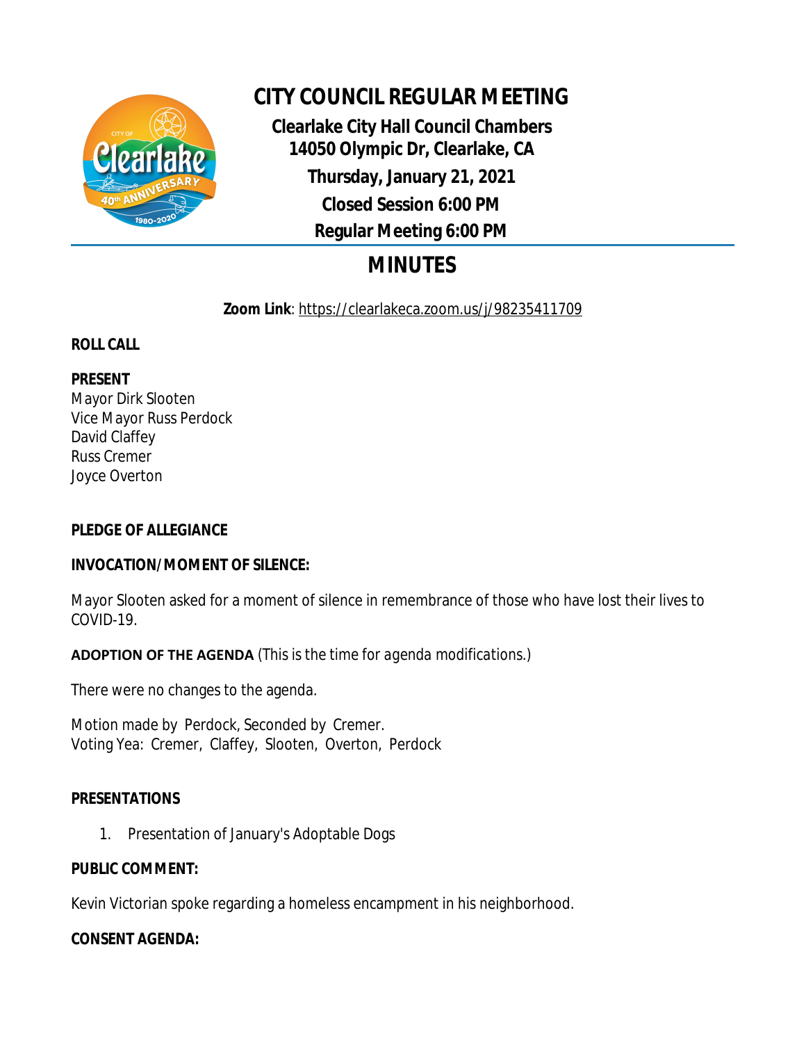# CITY COUNCIL REGULAR MEETING

**Clearlake City Hall Council Chambers**
**14050 Olympic Dr, Clearlake, CA**
**Thursday, January 21, 2021**
**Closed Session 6:00 PM**
**Regular Meeting 6:00 PM**

## MINUTES

**Zoom Link**: https://clearlakeca.zoom.us/j/98235411709

**ROLL CALL**

**PRESENT**
Mayor Dirk Slooten
Vice Mayor Russ Perdock
David Claffey
Russ Cremer
Joyce Overton

**PLEDGE OF ALLEGIANCE**

**INVOCATION/MOMENT OF SILENCE:**

Mayor Slooten asked for a moment of silence in remembrance of those who have lost their lives to COVID-19.

**ADOPTION OF THE AGENDA** (This is the time for agenda modifications.)

There were no changes to the agenda.

Motion made by Perdock, Seconded by Cremer.
Voting Yea: Cremer, Claffey, Slooten, Overton, Perdock

**PRESENTATIONS**

1. Presentation of January's Adoptable Dogs

**PUBLIC COMMENT:**

Kevin Victorian spoke regarding a homeless encampment in his neighborhood.

**CONSENT AGENDA:**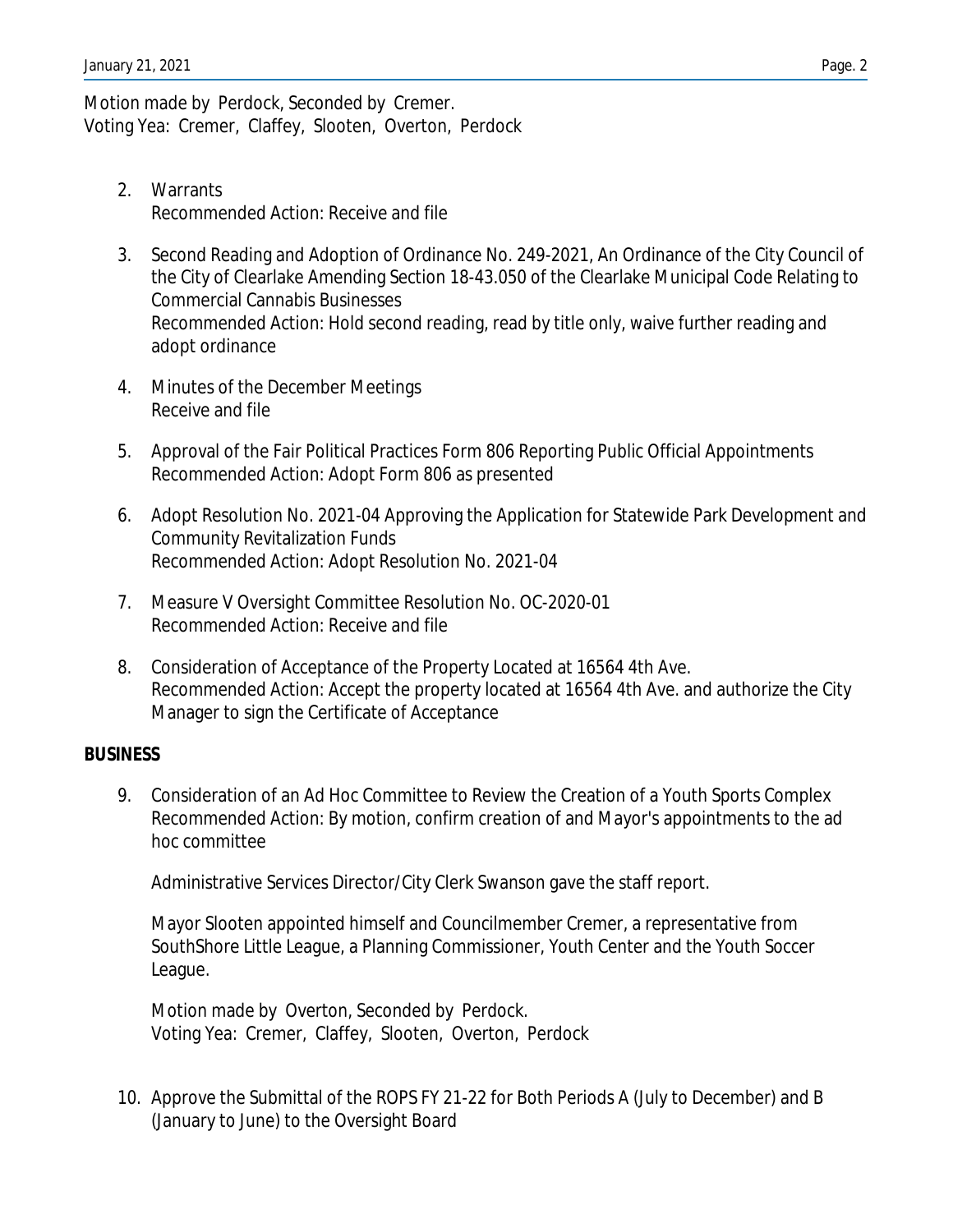Motion made by Perdock, Seconded by Cremer.
Voting Yea: Cremer, Claffey, Slooten, Overton, Perdock

2. Warrants
   Recommended Action: Receive and file

3. Second Reading and Adoption of Ordinance No. 249-2021, An Ordinance of the City Council of the City of Clearlake Amending Section 18-43.050 of the Clearlake Municipal Code Relating to Commercial Cannabis Businesses
   Recommended Action: Hold second reading, read by title only, waive further reading and adopt ordinance

4. Minutes of the December Meetings
   Receive and file

5. Approval of the Fair Political Practices Form 806 Reporting Public Official Appointments
   Recommended Action: Adopt Form 806 as presented

6. Adopt Resolution No. 2021-04 Approving the Application for Statewide Park Development and Community Revitalization Funds
   Recommended Action: Adopt Resolution No. 2021-04

7. Measure V Oversight Committee Resolution No. OC-2020-01
   Recommended Action: Receive and file

8. Consideration of Acceptance of the Property Located at 16564 4th Ave.
   Recommended Action: Accept the property located at 16564 4th Ave. and authorize the City Manager to sign the Certificate of Acceptance

**BUSINESS**

9. Consideration of an Ad Hoc Committee to Review the Creation of a Youth Sports Complex
   Recommended Action: By motion, confirm creation of and Mayor's appointments to the ad hoc committee

   Administrative Services Director/City Clerk Swanson gave the staff report.

   Mayor Slooten appointed himself and Councilmember Cremer, a representative from SouthShore Little League, a Planning Commissioner, Youth Center and the Youth Soccer League.

   Motion made by Overton, Seconded by Perdock.
   Voting Yea: Cremer, Claffey, Slooten, Overton, Perdock

10. Approve the Submittal of the ROPS FY 21-22 for Both Periods A (July to December) and B (January to June) to the Oversight Board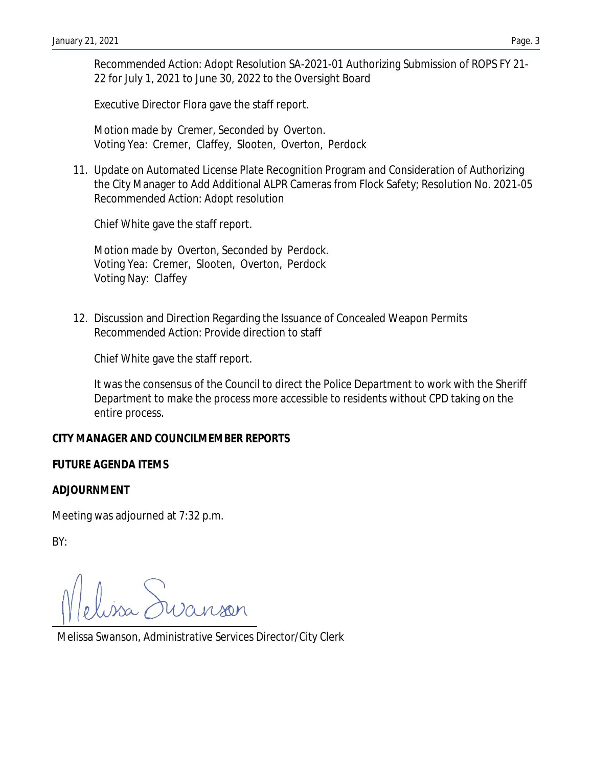Recommended Action: Adopt Resolution SA-2021-01 Authorizing Submission of ROPS FY 21-22 for July 1, 2021 to June 30, 2022 to the Oversight Board

Executive Director Flora gave the staff report.

Motion made by Cremer, Seconded by Overton.
Voting Yea: Cremer, Claffey, Slooten, Overton, Perdock

11. Update on Automated License Plate Recognition Program and Consideration of Authorizing the City Manager to Add Additional ALPR Cameras from Flock Safety; Resolution No. 2021-05
    Recommended Action: Adopt resolution

    Chief White gave the staff report.

    Motion made by Overton, Seconded by Perdock.
    Voting Yea: Cremer, Slooten, Overton, Perdock
    Voting Nay: Claffey

12. Discussion and Direction Regarding the Issuance of Concealed Weapon Permits
    Recommended Action: Provide direction to staff

    Chief White gave the staff report.

    It was the consensus of the Council to direct the Police Department to work with the Sheriff Department to make the process more accessible to residents without CPD taking on the entire process.

**CITY MANAGER AND COUNCILMEMBER REPORTS**

**FUTURE AGENDA ITEMS**

**ADJOURNMENT**

Meeting was adjourned at 7:32 p.m.

BY:

Melissa Swanson

Melissa Swanson, Administrative Services Director/City Clerk